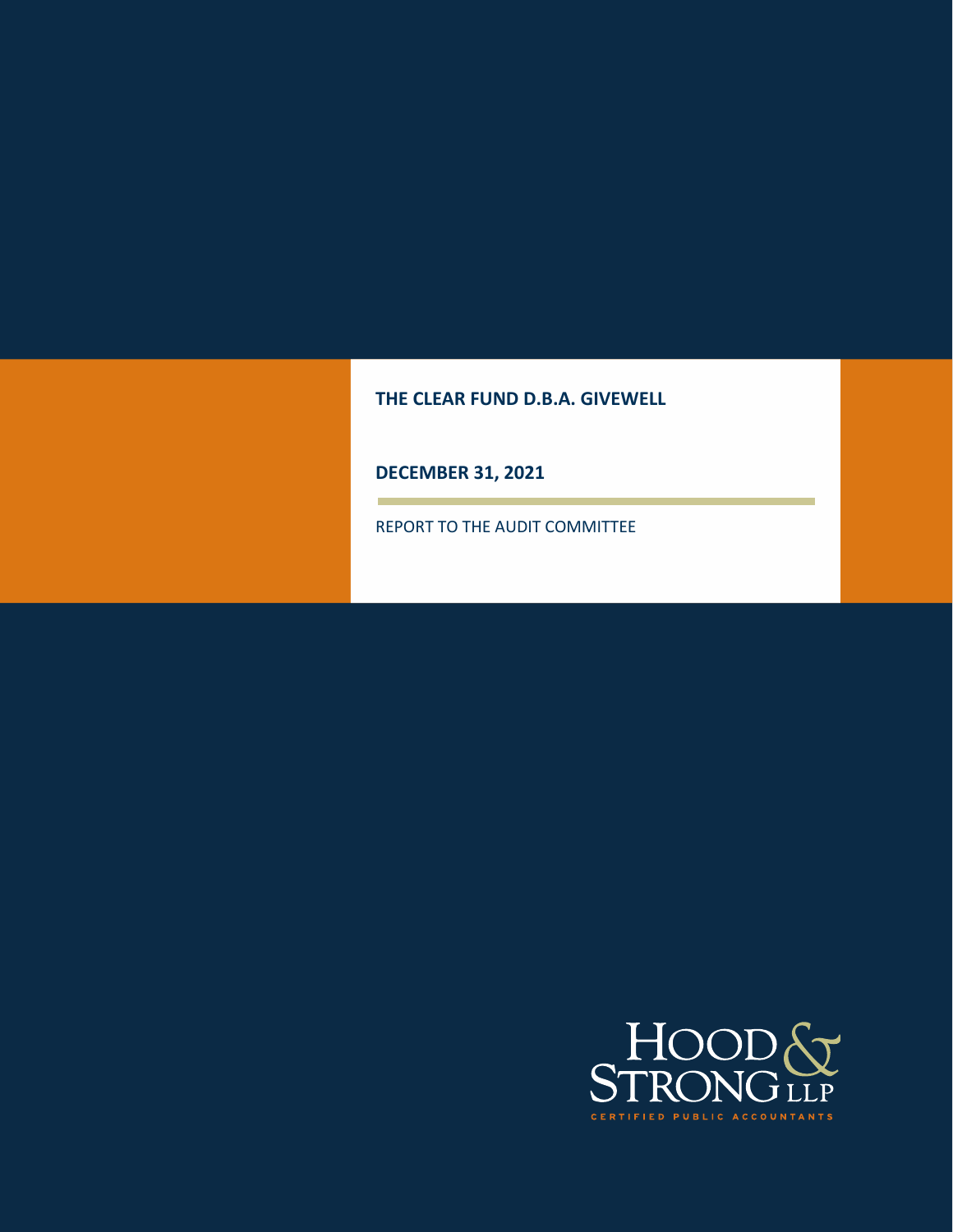# THE CLEAR FUND D.B.A. GIVEWELL

## DECEMBER 31, 2021

REPORT TO THE AUDIT COMMITTEE

HOOD & STRONG LLP

CERTIFIED PUBLIC ACCOUNTANTS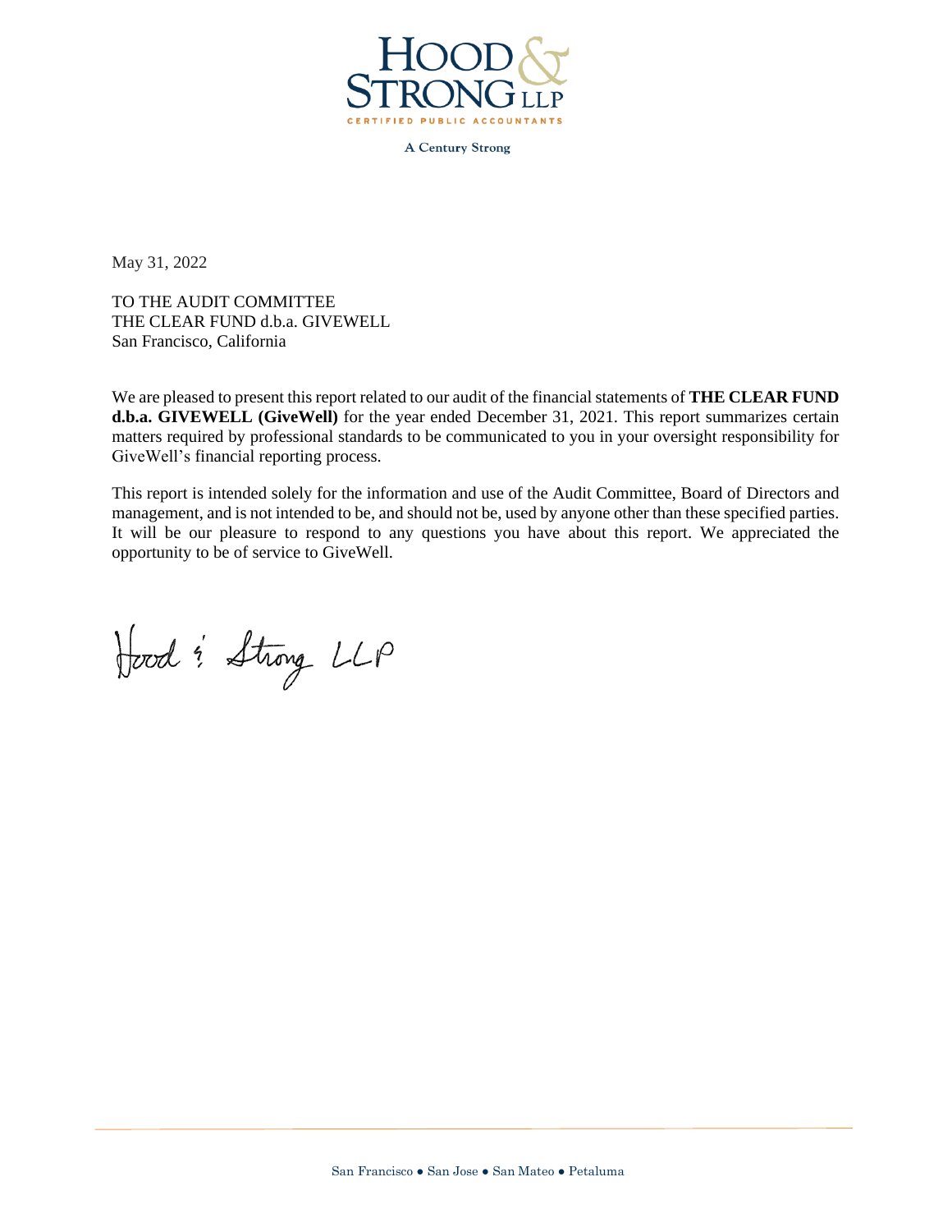May 31, 2022

TO THE AUDIT COMMITTEE
THE CLEAR FUND d.b.a. GIVEWELL
San Francisco, California

We are pleased to present this report related to our audit of the financial statements of **THE CLEAR FUND d.b.a. GIVEWELL (GiveWell)** for the year ended December 31, 2021. This report summarizes certain matters required by professional standards to be communicated to you in your oversight responsibility for GiveWell's financial reporting process.

This report is intended solely for the information and use of the Audit Committee, Board of Directors and management, and is not intended to be, and should not be, used by anyone other than these specified parties. It will be our pleasure to respond to any questions you have about this report. We appreciated the opportunity to be of service to GiveWell.

Hood & Strong LLP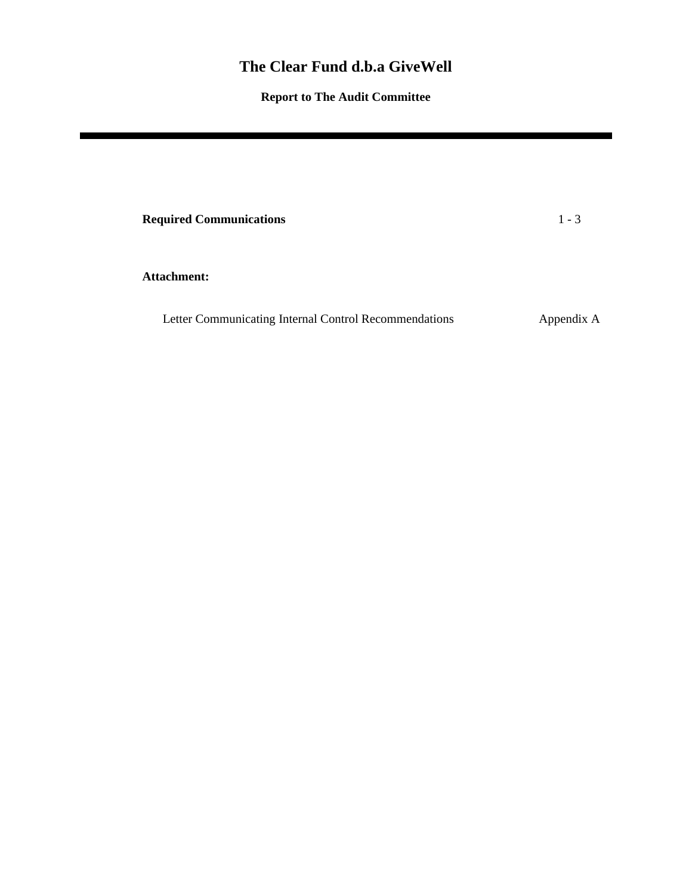# The Clear Fund d.b.a GiveWell

## Report to The Audit Committee

| | |
|---|---|
| **Required Communications** | 1 - 3 |
| **Attachment:** | |
| Letter Communicating Internal Control Recommendations | Appendix A |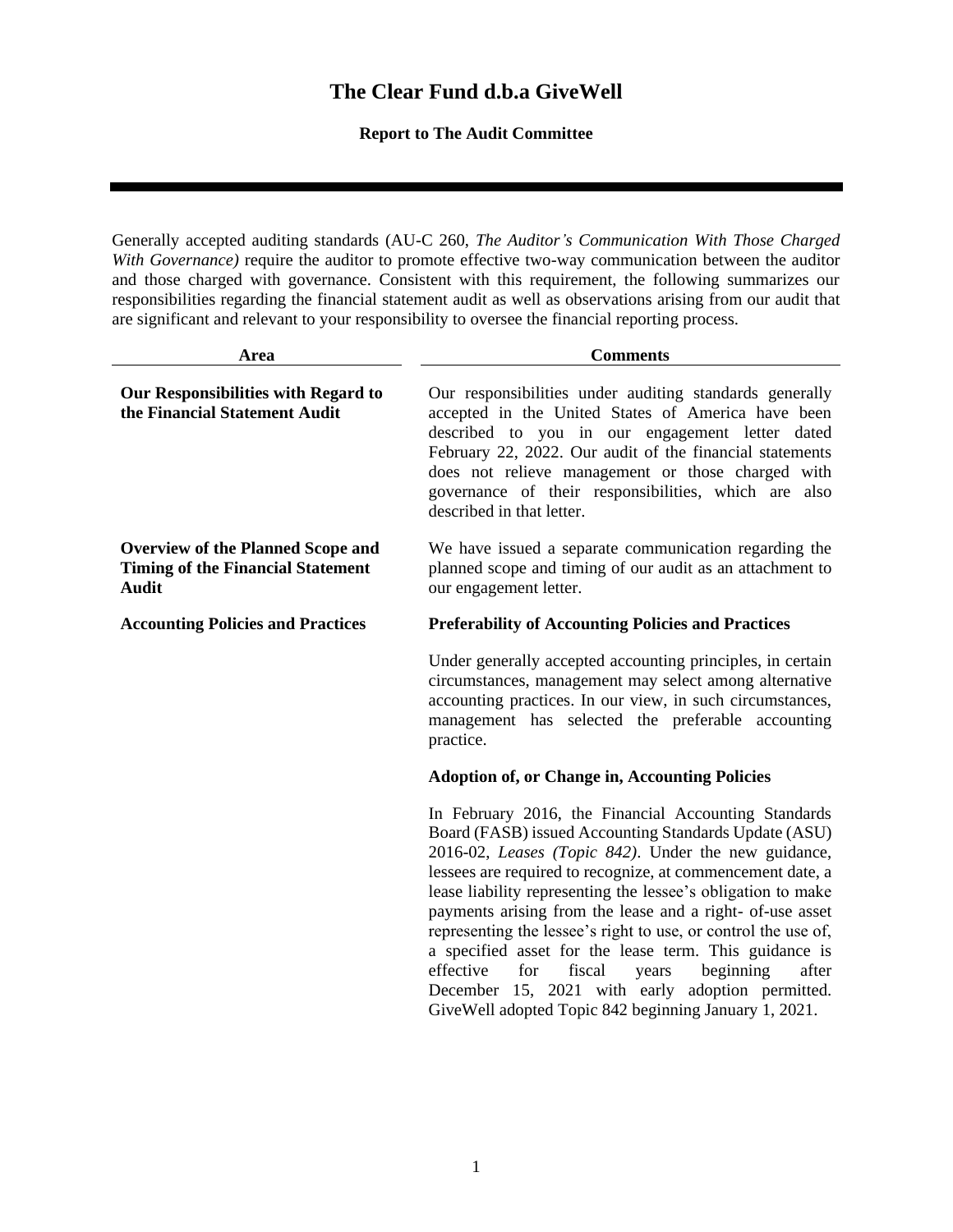# The Clear Fund d.b.a GiveWell

**Report to The Audit Committee**

Generally accepted auditing standards (AU-C 260, *The Auditor's Communication With Those Charged With Governance)* require the auditor to promote effective two-way communication between the auditor and those charged with governance. Consistent with this requirement, the following summarizes our responsibilities regarding the financial statement audit as well as observations arising from our audit that are significant and relevant to your responsibility to oversee the financial reporting process.

| Area | Comments |
|---|---|
| **Our Responsibilities with Regard to the Financial Statement Audit** | Our responsibilities under auditing standards generally accepted in the United States of America have been described to you in our engagement letter dated February 22, 2022. Our audit of the financial statements does not relieve management or those charged with governance of their responsibilities, which are also described in that letter. |
| **Overview of the Planned Scope and Timing of the Financial Statement Audit** | We have issued a separate communication regarding the planned scope and timing of our audit as an attachment to our engagement letter. |
| **Accounting Policies and Practices** | **Preferability of Accounting Policies and Practices**<br><br>Under generally accepted accounting principles, in certain circumstances, management may select among alternative accounting practices. In our view, in such circumstances, management has selected the preferable accounting practice.<br><br>**Adoption of, or Change in, Accounting Policies**<br><br>In February 2016, the Financial Accounting Standards Board (FASB) issued Accounting Standards Update (ASU) 2016-02, *Leases (Topic 842)*. Under the new guidance, lessees are required to recognize, at commencement date, a lease liability representing the lessee's obligation to make payments arising from the lease and a right- of-use asset representing the lessee's right to use, or control the use of, a specified asset for the lease term. This guidance is effective for fiscal years beginning after December 15, 2021 with early adoption permitted. GiveWell adopted Topic 842 beginning January 1, 2021. |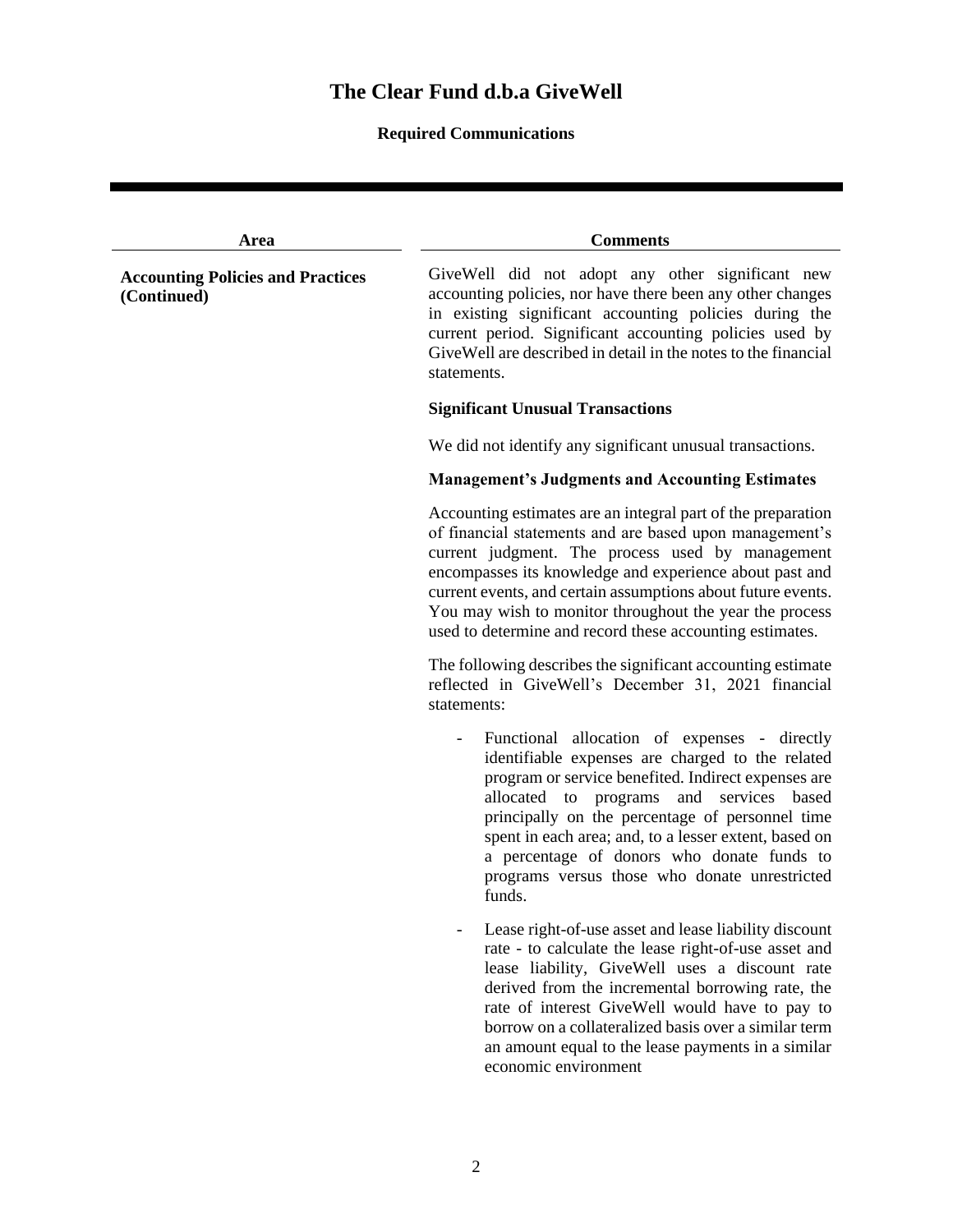# The Clear Fund d.b.a GiveWell

## Required Communications

| Area | Comments |
|---|---|
| **Accounting Policies and Practices (Continued)** | GiveWell did not adopt any other significant new accounting policies, nor have there been any other changes in existing significant accounting policies during the current period. Significant accounting policies used by GiveWell are described in detail in the notes to the financial statements. |

**Significant Unusual Transactions**

We did not identify any significant unusual transactions.

**Management's Judgments and Accounting Estimates**

Accounting estimates are an integral part of the preparation of financial statements and are based upon management's current judgment. The process used by management encompasses its knowledge and experience about past and current events, and certain assumptions about future events. You may wish to monitor throughout the year the process used to determine and record these accounting estimates.

The following describes the significant accounting estimate reflected in GiveWell's December 31, 2021 financial statements:

- Functional allocation of expenses - directly identifiable expenses are charged to the related program or service benefited. Indirect expenses are allocated to programs and services based principally on the percentage of personnel time spent in each area; and, to a lesser extent, based on a percentage of donors who donate funds to programs versus those who donate unrestricted funds.

- Lease right-of-use asset and lease liability discount rate - to calculate the lease right-of-use asset and lease liability, GiveWell uses a discount rate derived from the incremental borrowing rate, the rate of interest GiveWell would have to pay to borrow on a collateralized basis over a similar term an amount equal to the lease payments in a similar economic environment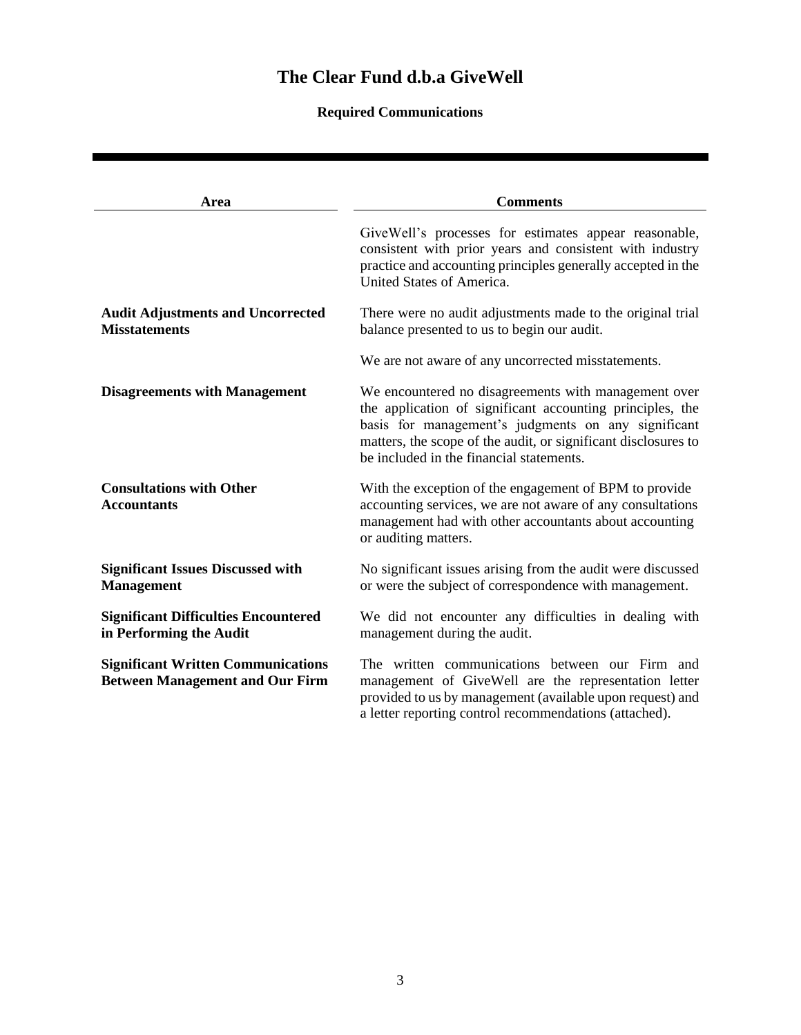# The Clear Fund d.b.a GiveWell

## Required Communications

| Area | Comments |
| --- | --- |
| | GiveWell's processes for estimates appear reasonable, consistent with prior years and consistent with industry practice and accounting principles generally accepted in the United States of America. |
| **Audit Adjustments and Uncorrected Misstatements** | There were no audit adjustments made to the original trial balance presented to us to begin our audit.<br><br>We are not aware of any uncorrected misstatements. |
| **Disagreements with Management** | We encountered no disagreements with management over the application of significant accounting principles, the basis for management's judgments on any significant matters, the scope of the audit, or significant disclosures to be included in the financial statements. |
| **Consultations with Other Accountants** | With the exception of the engagement of BPM to provide accounting services, we are not aware of any consultations management had with other accountants about accounting or auditing matters. |
| **Significant Issues Discussed with Management** | No significant issues arising from the audit were discussed or were the subject of correspondence with management. |
| **Significant Difficulties Encountered in Performing the Audit** | We did not encounter any difficulties in dealing with management during the audit. |
| **Significant Written Communications Between Management and Our Firm** | The written communications between our Firm and management of GiveWell are the representation letter provided to us by management (available upon request) and a letter reporting control recommendations (attached). |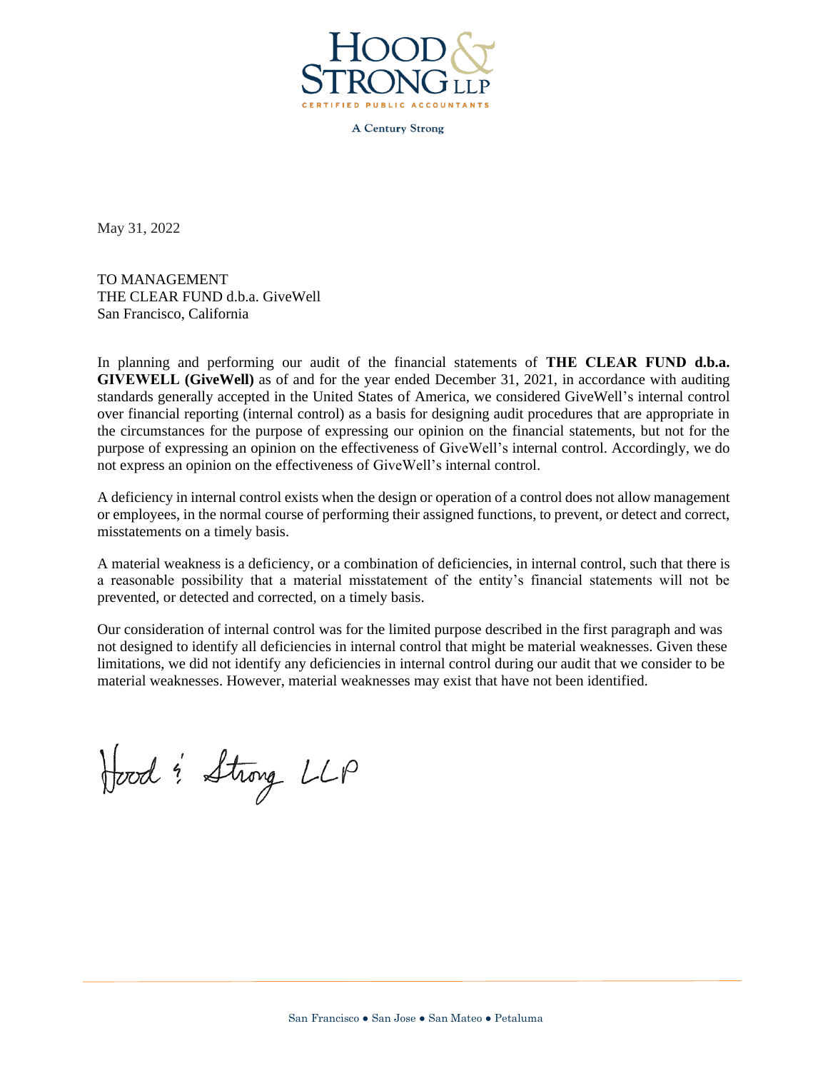HOOD & STRONG LLP

CERTIFIED PUBLIC ACCOUNTANTS

A Century Strong

May 31, 2022

TO MANAGEMENT
THE CLEAR FUND d.b.a. GiveWell
San Francisco, California

In planning and performing our audit of the financial statements of **THE CLEAR FUND d.b.a. GIVEWELL (GiveWell)** as of and for the year ended December 31, 2021, in accordance with auditing standards generally accepted in the United States of America, we considered GiveWell's internal control over financial reporting (internal control) as a basis for designing audit procedures that are appropriate in the circumstances for the purpose of expressing our opinion on the financial statements, but not for the purpose of expressing an opinion on the effectiveness of GiveWell's internal control. Accordingly, we do not express an opinion on the effectiveness of GiveWell's internal control.

A deficiency in internal control exists when the design or operation of a control does not allow management or employees, in the normal course of performing their assigned functions, to prevent, or detect and correct, misstatements on a timely basis.

A material weakness is a deficiency, or a combination of deficiencies, in internal control, such that there is a reasonable possibility that a material misstatement of the entity's financial statements will not be prevented, or detected and corrected, on a timely basis.

Our consideration of internal control was for the limited purpose described in the first paragraph and was not designed to identify all deficiencies in internal control that might be material weaknesses. Given these limitations, we did not identify any deficiencies in internal control during our audit that we consider to be material weaknesses. However, material weaknesses may exist that have not been identified.

Hood & Strong LLP

San Francisco ● San Jose ● San Mateo ● Petaluma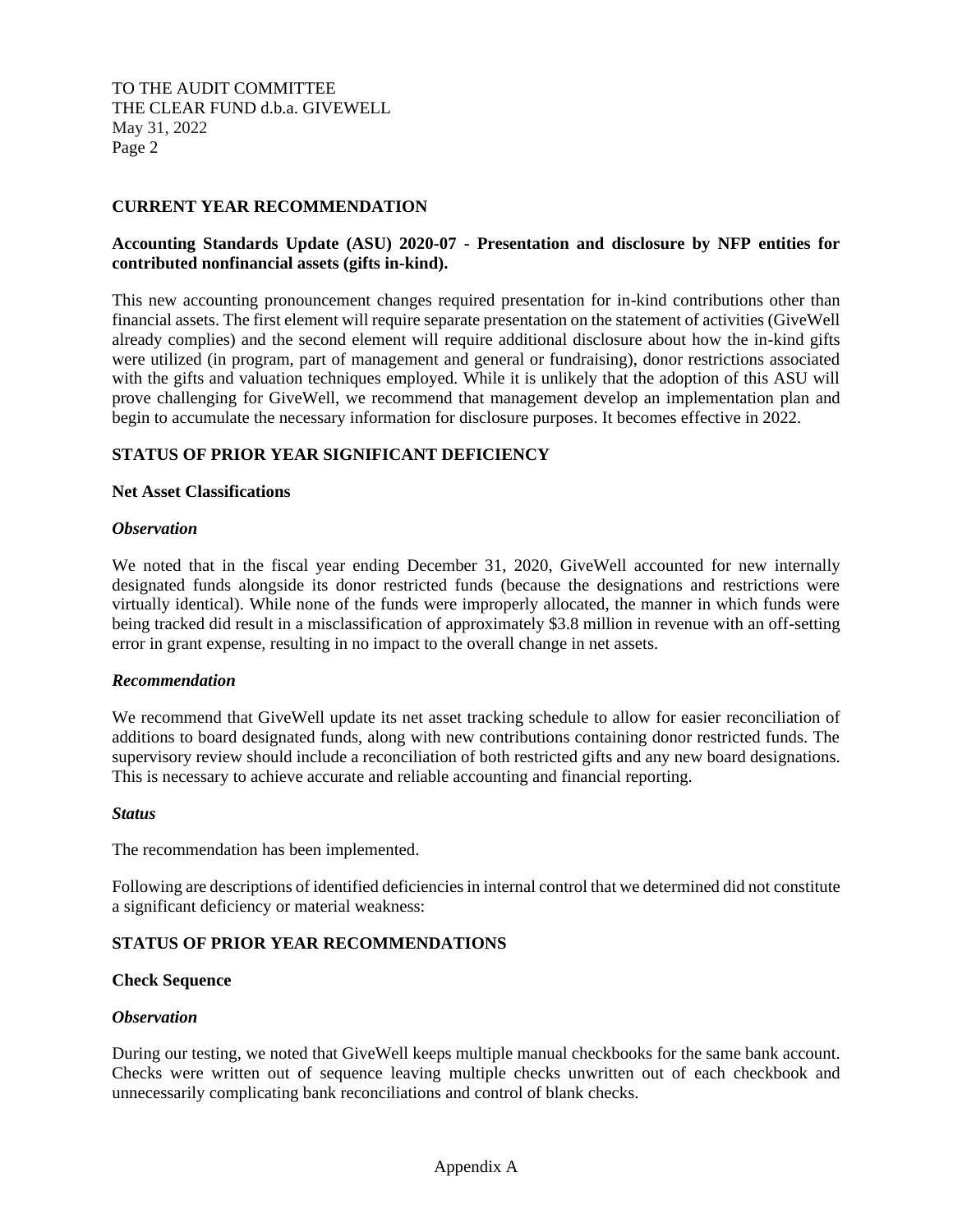## CURRENT YEAR RECOMMENDATION

**Accounting Standards Update (ASU) 2020-07 - Presentation and disclosure by NFP entities for contributed nonfinancial assets (gifts in-kind).**

This new accounting pronouncement changes required presentation for in-kind contributions other than financial assets. The first element will require separate presentation on the statement of activities (GiveWell already complies) and the second element will require additional disclosure about how the in-kind gifts were utilized (in program, part of management and general or fundraising), donor restrictions associated with the gifts and valuation techniques employed. While it is unlikely that the adoption of this ASU will prove challenging for GiveWell, we recommend that management develop an implementation plan and begin to accumulate the necessary information for disclosure purposes. It becomes effective in 2022.

## STATUS OF PRIOR YEAR SIGNIFICANT DEFICIENCY

**Net Asset Classifications**

***Observation***

We noted that in the fiscal year ending December 31, 2020, GiveWell accounted for new internally designated funds alongside its donor restricted funds (because the designations and restrictions were virtually identical). While none of the funds were improperly allocated, the manner in which funds were being tracked did result in a misclassification of approximately $3.8 million in revenue with an off-setting error in grant expense, resulting in no impact to the overall change in net assets.

***Recommendation***

We recommend that GiveWell update its net asset tracking schedule to allow for easier reconciliation of additions to board designated funds, along with new contributions containing donor restricted funds. The supervisory review should include a reconciliation of both restricted gifts and any new board designations. This is necessary to achieve accurate and reliable accounting and financial reporting.

***Status***

The recommendation has been implemented.

Following are descriptions of identified deficiencies in internal control that we determined did not constitute a significant deficiency or material weakness:

## STATUS OF PRIOR YEAR RECOMMENDATIONS

**Check Sequence**

***Observation***

During our testing, we noted that GiveWell keeps multiple manual checkbooks for the same bank account. Checks were written out of sequence leaving multiple checks unwritten out of each checkbook and unnecessarily complicating bank reconciliations and control of blank checks.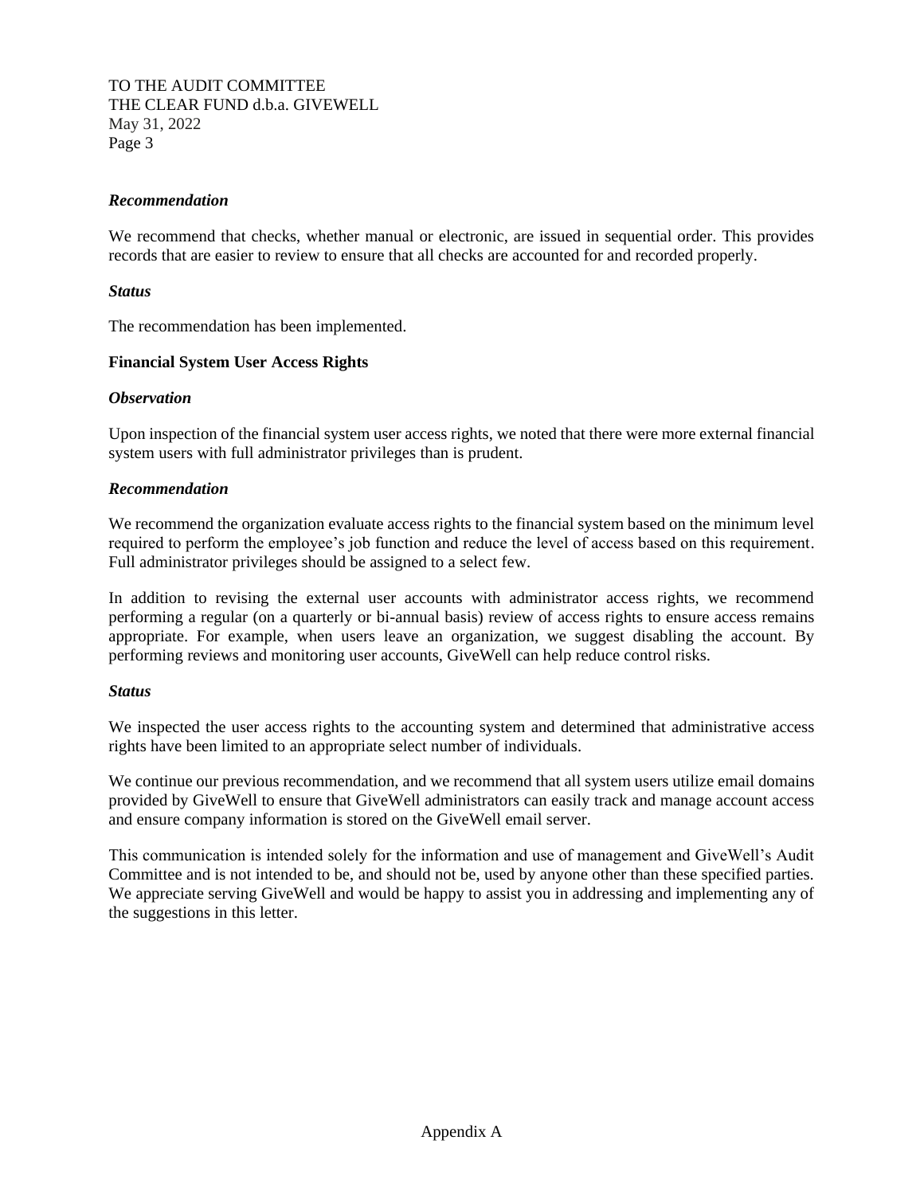***Recommendation***

We recommend that checks, whether manual or electronic, are issued in sequential order. This provides records that are easier to review to ensure that all checks are accounted for and recorded properly.

***Status***

The recommendation has been implemented.

**Financial System User Access Rights**

***Observation***

Upon inspection of the financial system user access rights, we noted that there were more external financial system users with full administrator privileges than is prudent.

***Recommendation***

We recommend the organization evaluate access rights to the financial system based on the minimum level required to perform the employee's job function and reduce the level of access based on this requirement. Full administrator privileges should be assigned to a select few.

In addition to revising the external user accounts with administrator access rights, we recommend performing a regular (on a quarterly or bi-annual basis) review of access rights to ensure access remains appropriate. For example, when users leave an organization, we suggest disabling the account. By performing reviews and monitoring user accounts, GiveWell can help reduce control risks.

***Status***

We inspected the user access rights to the accounting system and determined that administrative access rights have been limited to an appropriate select number of individuals.

We continue our previous recommendation, and we recommend that all system users utilize email domains provided by GiveWell to ensure that GiveWell administrators can easily track and manage account access and ensure company information is stored on the GiveWell email server.

This communication is intended solely for the information and use of management and GiveWell's Audit Committee and is not intended to be, and should not be, used by anyone other than these specified parties. We appreciate serving GiveWell and would be happy to assist you in addressing and implementing any of the suggestions in this letter.

Appendix A